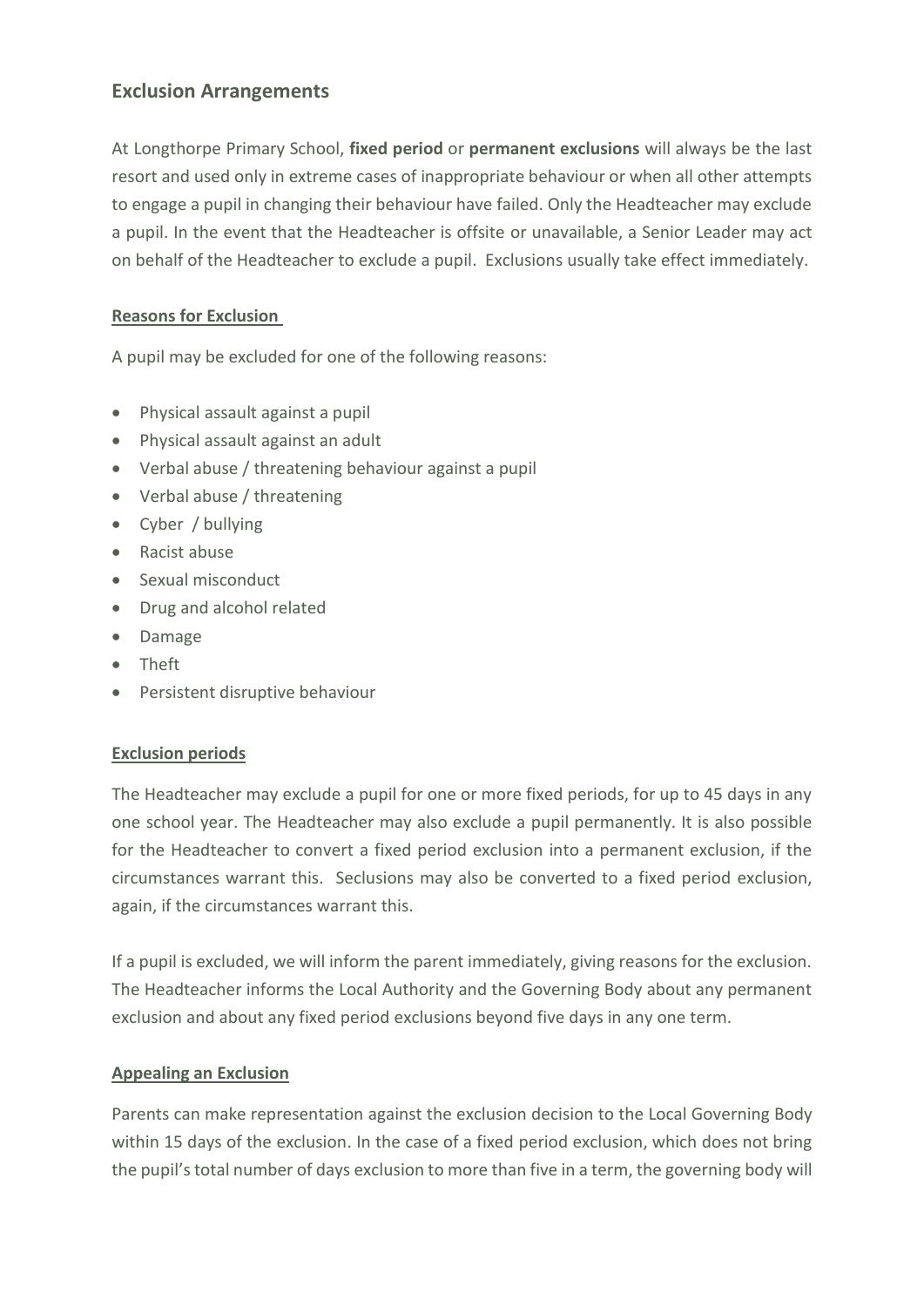## Exclusion Arrangements

At Longthorpe Primary School, **fixed period** or **permanent exclusions** will always be the last resort and used only in extreme cases of inappropriate behaviour or when all other attempts to engage a pupil in changing their behaviour have failed. Only the Headteacher may exclude a pupil. In the event that the Headteacher is offsite or unavailable, a Senior Leader may act on behalf of the Headteacher to exclude a pupil. Exclusions usually take effect immediately.

### Reasons for Exclusion

A pupil may be excluded for one of the following reasons:

- Physical assault against a pupil
- Physical assault against an adult
- Verbal abuse / threatening behaviour against a pupil
- Verbal abuse / threatening
- Cyber / bullying
- Racist abuse
- Sexual misconduct
- Drug and alcohol related
- Damage
- Theft
- Persistent disruptive behaviour

### Exclusion periods

The Headteacher may exclude a pupil for one or more fixed periods, for up to 45 days in any one school year. The Headteacher may also exclude a pupil permanently. It is also possible for the Headteacher to convert a fixed period exclusion into a permanent exclusion, if the circumstances warrant this. Seclusions may also be converted to a fixed period exclusion, again, if the circumstances warrant this.

If a pupil is excluded, we will inform the parent immediately, giving reasons for the exclusion. The Headteacher informs the Local Authority and the Governing Body about any permanent exclusion and about any fixed period exclusions beyond five days in any one term.

### Appealing an Exclusion

Parents can make representation against the exclusion decision to the Local Governing Body within 15 days of the exclusion. In the case of a fixed period exclusion, which does not bring the pupil's total number of days exclusion to more than five in a term, the governing body will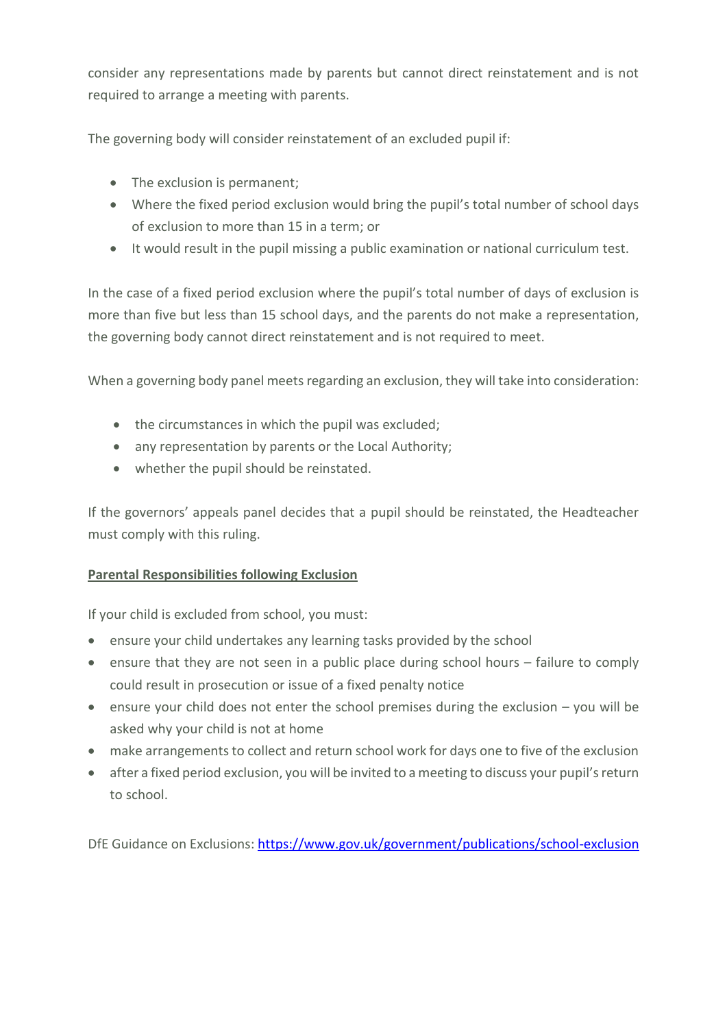consider any representations made by parents but cannot direct reinstatement and is not required to arrange a meeting with parents.

The governing body will consider reinstatement of an excluded pupil if:

- The exclusion is permanent;
- Where the fixed period exclusion would bring the pupil's total number of school days of exclusion to more than 15 in a term; or
- It would result in the pupil missing a public examination or national curriculum test.

In the case of a fixed period exclusion where the pupil's total number of days of exclusion is more than five but less than 15 school days, and the parents do not make a representation, the governing body cannot direct reinstatement and is not required to meet.

When a governing body panel meets regarding an exclusion, they will take into consideration:

- the circumstances in which the pupil was excluded;
- any representation by parents or the Local Authority;
- whether the pupil should be reinstated.

If the governors' appeals panel decides that a pupil should be reinstated, the Headteacher must comply with this ruling.

**Parental Responsibilities following Exclusion**

If your child is excluded from school, you must:

- ensure your child undertakes any learning tasks provided by the school
- ensure that they are not seen in a public place during school hours – failure to comply could result in prosecution or issue of a fixed penalty notice
- ensure your child does not enter the school premises during the exclusion – you will be asked why your child is not at home
- make arrangements to collect and return school work for days one to five of the exclusion
- after a fixed period exclusion, you will be invited to a meeting to discuss your pupil's return to school.

DfE Guidance on Exclusions: https://www.gov.uk/government/publications/school-exclusion